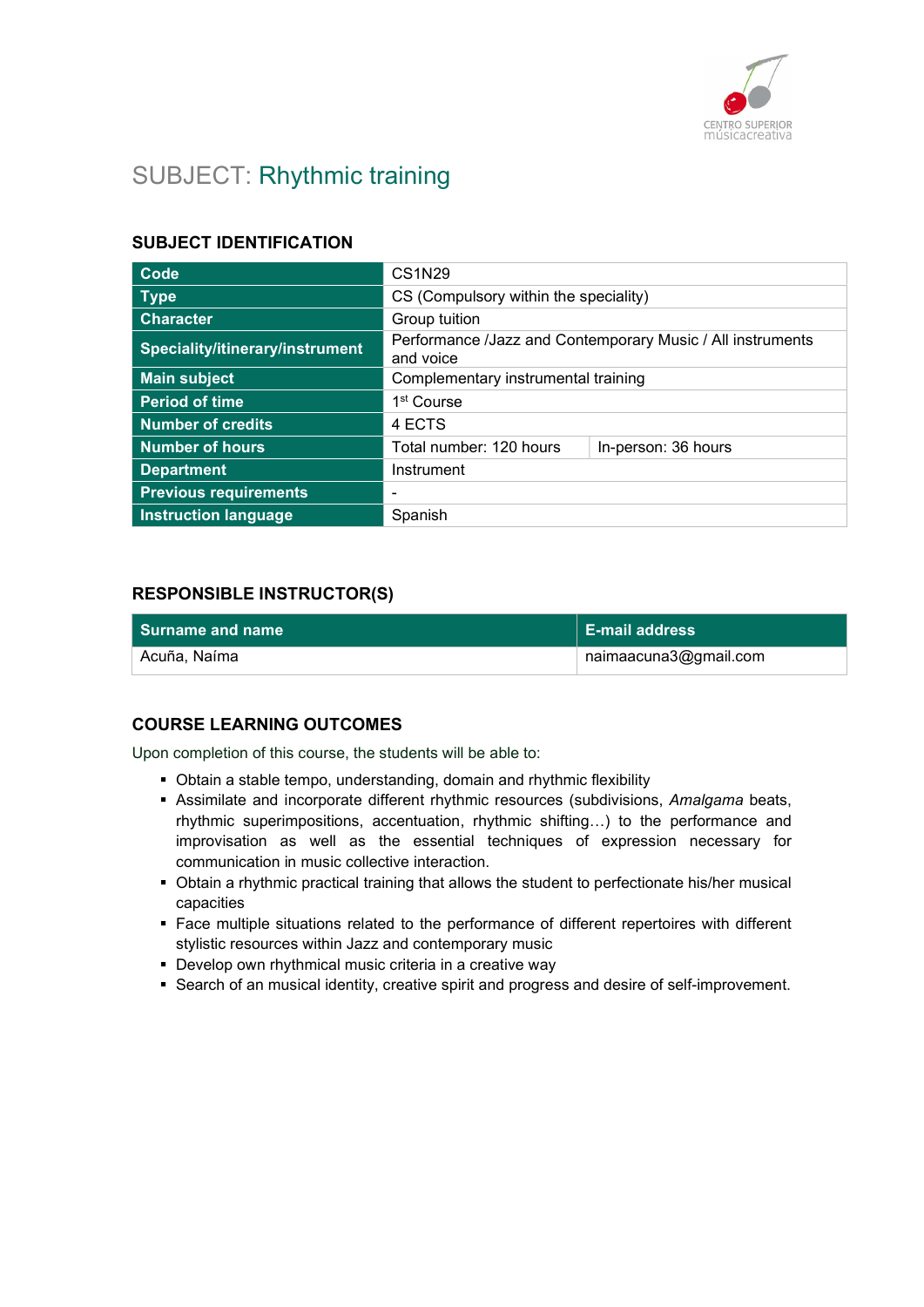# SUBJECT: Rhythmic training

## SUBJECT IDENTIFICATION

| | | |
|---|---|---|
| **Code** | CS1N29 | |
| **Type** | CS (Compulsory within the speciality) | |
| **Character** | Group tuition | |
| **Speciality/itinerary/instrument** | Performance /Jazz and Contemporary Music / All instruments and voice | |
| **Main subject** | Complementary instrumental training | |
| **Period of time** | 1st Course | |
| **Number of credits** | 4 ECTS | |
| **Number of hours** | Total number: 120 hours | In-person: 36 hours |
| **Department** | Instrument | |
| **Previous requirements** | - | |
| **Instruction language** | Spanish | |

## RESPONSIBLE INSTRUCTOR(S)

| Surname and name | E-mail address |
|---|---|
| Acuña, Naíma | naimaacuna3@gmail.com |

## COURSE LEARNING OUTCOMES

Upon completion of this course, the students will be able to:

- Obtain a stable tempo, understanding, domain and rhythmic flexibility
- Assimilate and incorporate different rhythmic resources (subdivisions, *Amalgama* beats, rhythmic superimpositions, accentuation, rhythmic shifting…) to the performance and improvisation as well as the essential techniques of expression necessary for communication in music collective interaction.
- Obtain a rhythmic practical training that allows the student to perfectionate his/her musical capacities
- Face multiple situations related to the performance of different repertoires with different stylistic resources within Jazz and contemporary music
- Develop own rhythmical music criteria in a creative way
- Search of an musical identity, creative spirit and progress and desire of self-improvement.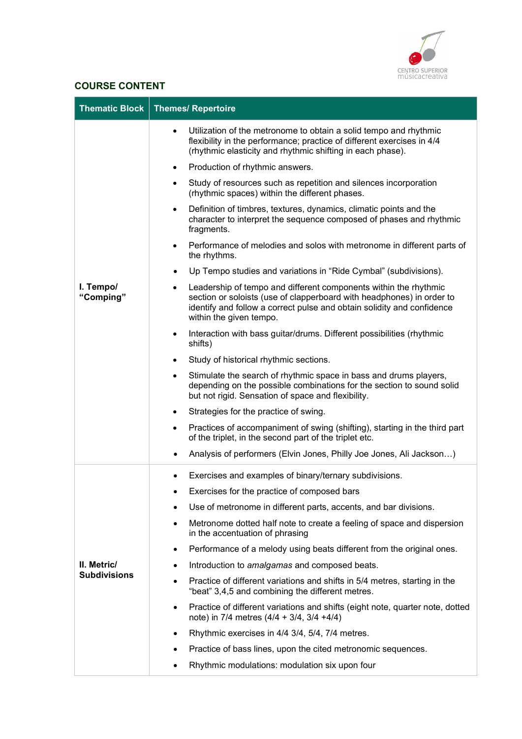## COURSE CONTENT

| Thematic Block | Themes/ Repertoire |
|---|---|
| **I. Tempo/ "Comping"** | • Utilization of the metronome to obtain a solid tempo and rhythmic flexibility in the performance; practice of different exercises in 4/4 (rhythmic elasticity and rhythmic shifting in each phase).<br>• Production of rhythmic answers.<br>• Study of resources such as repetition and silences incorporation (rhythmic spaces) within the different phases.<br>• Definition of timbres, textures, dynamics, climatic points and the character to interpret the sequence composed of phases and rhythmic fragments.<br>• Performance of melodies and solos with metronome in different parts of the rhythms.<br>• Up Tempo studies and variations in "Ride Cymbal" (subdivisions).<br>• Leadership of tempo and different components within the rhythmic section or soloists (use of clapperboard with headphones) in order to identify and follow a correct pulse and obtain solidity and confidence within the given tempo.<br>• Interaction with bass guitar/drums. Different possibilities (rhythmic shifts)<br>• Study of historical rhythmic sections.<br>• Stimulate the search of rhythmic space in bass and drums players, depending on the possible combinations for the section to sound solid but not rigid. Sensation of space and flexibility.<br>• Strategies for the practice of swing.<br>• Practices of accompaniment of swing (shifting), starting in the third part of the triplet, in the second part of the triplet etc.<br>• Analysis of performers (Elvin Jones, Philly Joe Jones, Ali Jackson…) |
| **II. Metric/ Subdivisions** | • Exercises and examples of binary/ternary subdivisions.<br>• Exercises for the practice of composed bars<br>• Use of metronome in different parts, accents, and bar divisions.<br>• Metronome dotted half note to create a feeling of space and dispersion in the accentuation of phrasing<br>• Performance of a melody using beats different from the original ones.<br>• Introduction to *amalgamas* and composed beats.<br>• Practice of different variations and shifts in 5/4 metres, starting in the "beat" 3,4,5 and combining the different metres.<br>• Practice of different variations and shifts (eight note, quarter note, dotted note) in 7/4 metres (4/4 + 3/4, 3/4 +4/4)<br>• Rhythmic exercises in 4/4 3/4, 5/4, 7/4 metres.<br>• Practice of bass lines, upon the cited metronomic sequences.<br>• Rhythmic modulations: modulation six upon four |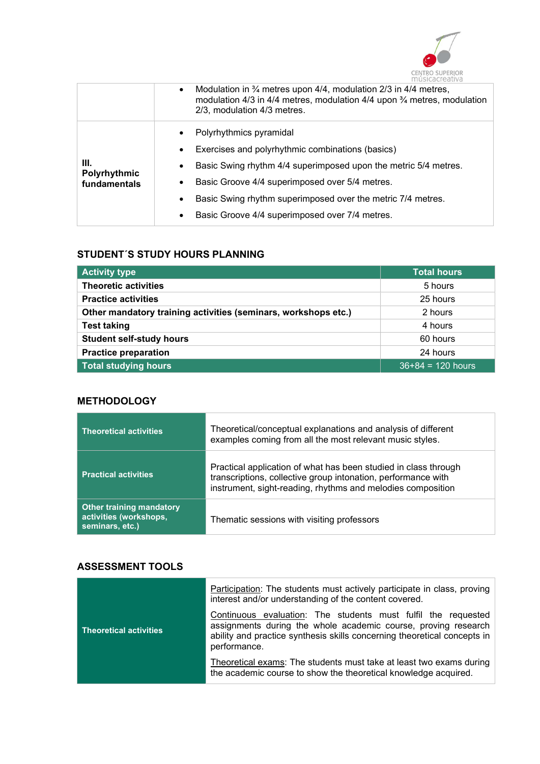| | |
|---|---|
| | • Modulation in ¾ metres upon 4/4, modulation 2/3 in 4/4 metres, modulation 4/3 in 4/4 metres, modulation 4/4 upon ¾ metres, modulation 2/3, modulation 4/3 metres. |
| **III. Polyrhythmic fundamentals** | • Polyrhythmics pyramidal<br>• Exercises and polyrhythmic combinations (basics)<br>• Basic Swing rhythm 4/4 superimposed upon the metric 5/4 metres.<br>• Basic Groove 4/4 superimposed over 5/4 metres.<br>• Basic Swing rhythm superimposed over the metric 7/4 metres.<br>• Basic Groove 4/4 superimposed over 7/4 metres. |

## STUDENT´S STUDY HOURS PLANNING

| Activity type | Total hours |
|---|---|
| **Theoretic activities** | 5 hours |
| **Practice activities** | 25 hours |
| **Other mandatory training activities (seminars, workshops etc.)** | 2 hours |
| **Test taking** | 4 hours |
| **Student self-study hours** | 60 hours |
| **Practice preparation** | 24 hours |
| **Total studying hours** | 36+84 = 120 hours |

## METHODOLOGY

| | |
|---|---|
| **Theoretical activities** | Theoretical/conceptual explanations and analysis of different examples coming from all the most relevant music styles. |
| **Practical activities** | Practical application of what has been studied in class through transcriptions, collective group intonation, performance with instrument, sight-reading, rhythms and melodies composition |
| **Other training mandatory activities (workshops, seminars, etc.)** | Thematic sessions with visiting professors |

## ASSESSMENT TOOLS

| | |
|---|---|
| **Theoretical activities** | Participation: The students must actively participate in class, proving interest and/or understanding of the content covered.<br><br>Continuous evaluation: The students must fulfil the requested assignments during the whole academic course, proving research ability and practice synthesis skills concerning theoretical concepts in performance.<br><br>Theoretical exams: The students must take at least two exams during the academic course to show the theoretical knowledge acquired. |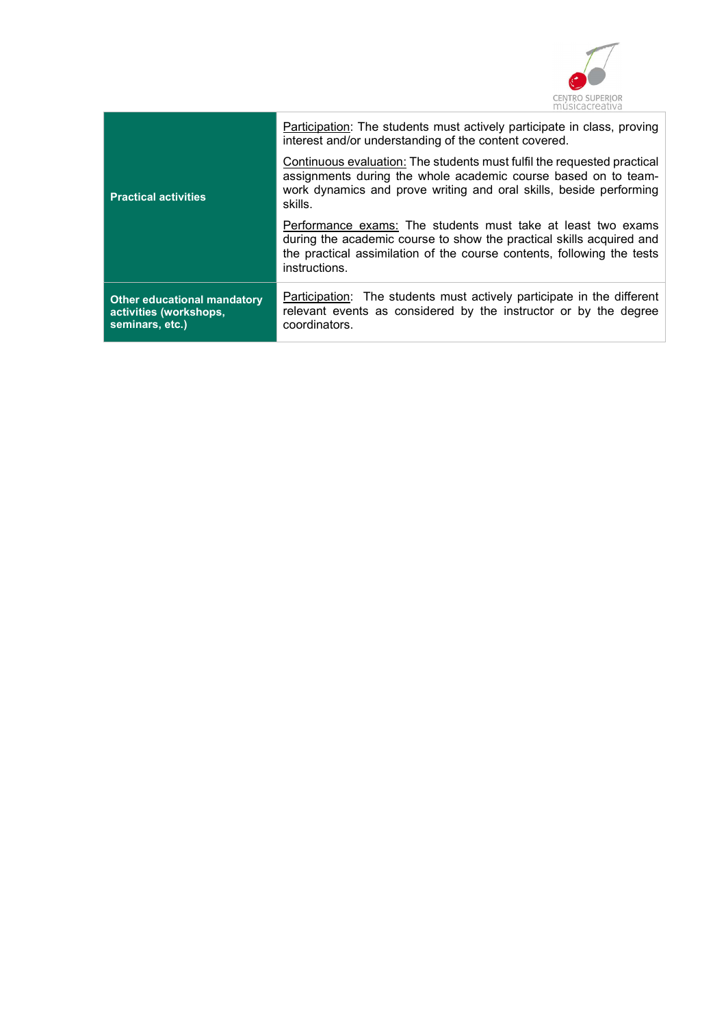| | |
|---|---|
| **Practical activities** | <u>Participation</u>: The students must actively participate in class, proving interest and/or understanding of the content covered.<br><br><u>Continuous evaluation:</u> The students must fulfil the requested practical assignments during the whole academic course based on to team-work dynamics and prove writing and oral skills, beside performing skills.<br><br><u>Performance exams:</u> The students must take at least two exams during the academic course to show the practical skills acquired and the practical assimilation of the course contents, following the tests instructions. |
| **Other educational mandatory activities (workshops, seminars, etc.)** | <u>Participation</u>: The students must actively participate in the different relevant events as considered by the instructor or by the degree coordinators. |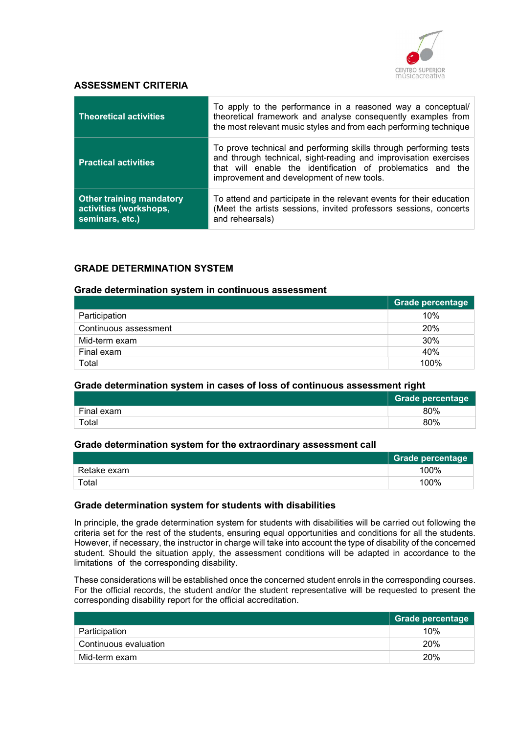## ASSESSMENT CRITERIA

| | |
|---|---|
| **Theoretical activities** | To apply to the performance in a reasoned way a conceptual/ theoretical framework and analyse consequently examples from the most relevant music styles and from each performing technique |
| **Practical activities** | To prove technical and performing skills through performing tests and through technical, sight-reading and improvisation exercises that will enable the identification of problematics and the improvement and development of new tools. |
| **Other training mandatory activities (workshops, seminars, etc.)** | To attend and participate in the relevant events for their education (Meet the artists sessions, invited professors sessions, concerts and rehearsals) |

## GRADE DETERMINATION SYSTEM

### Grade determination system in continuous assessment

| | Grade percentage |
|---|---|
| Participation | 10% |
| Continuous assessment | 20% |
| Mid-term exam | 30% |
| Final exam | 40% |
| Total | 100% |

### Grade determination system in cases of loss of continuous assessment right

| | Grade percentage |
|---|---|
| Final exam | 80% |
| Total | 80% |

### Grade determination system for the extraordinary assessment call

| | Grade percentage |
|---|---|
| Retake exam | 100% |
| Total | 100% |

### Grade determination system for students with disabilities

In principle, the grade determination system for students with disabilities will be carried out following the criteria set for the rest of the students, ensuring equal opportunities and conditions for all the students. However, if necessary, the instructor in charge will take into account the type of disability of the concerned student. Should the situation apply, the assessment conditions will be adapted in accordance to the limitations of the corresponding disability.

These considerations will be established once the concerned student enrols in the corresponding courses. For the official records, the student and/or the student representative will be requested to present the corresponding disability report for the official accreditation.

| | Grade percentage |
|---|---|
| Participation | 10% |
| Continuous evaluation | 20% |
| Mid-term exam | 20% |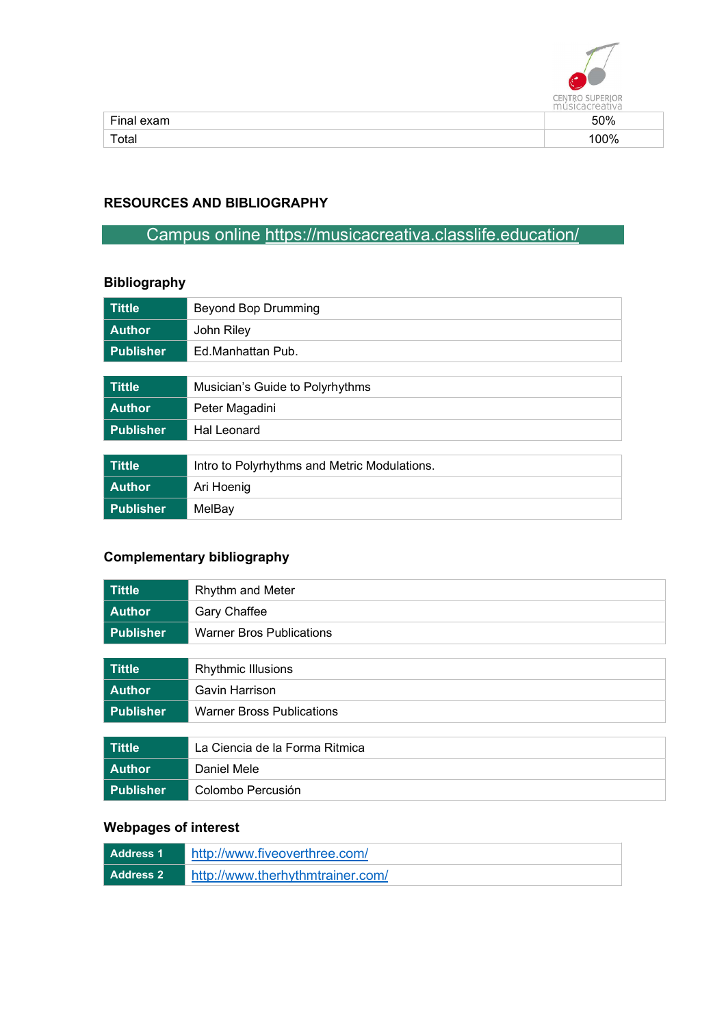| Final exam | 50% |
|---|---|
| Total | 100% |

## RESOURCES AND BIBLIOGRAPHY

Campus online https://musicacreativa.classlife.education/

### Bibliography

| Tittle | Beyond Bop Drumming |
|---|---|
| Author | John Riley |
| Publisher | Ed.Manhattan Pub. |

| Tittle | Musician's Guide to Polyrhythms |
|---|---|
| Author | Peter Magadini |
| Publisher | Hal Leonard |

| Tittle | Intro to Polyrhythms and Metric Modulations. |
|---|---|
| Author | Ari Hoenig |
| Publisher | MelBay |

### Complementary bibliography

| Tittle | Rhythm and Meter |
|---|---|
| Author | Gary Chaffee |
| Publisher | Warner Bros Publications |

| Tittle | Rhythmic Illusions |
|---|---|
| Author | Gavin Harrison |
| Publisher | Warner Bross Publications |

| Tittle | La Ciencia de la Forma Ritmica |
|---|---|
| Author | Daniel Mele |
| Publisher | Colombo Percusión |

### Webpages of interest

| Address 1 | http://www.fiveoverthree.com/ |
|---|---|
| Address 2 | http://www.therhythmtrainer.com/ |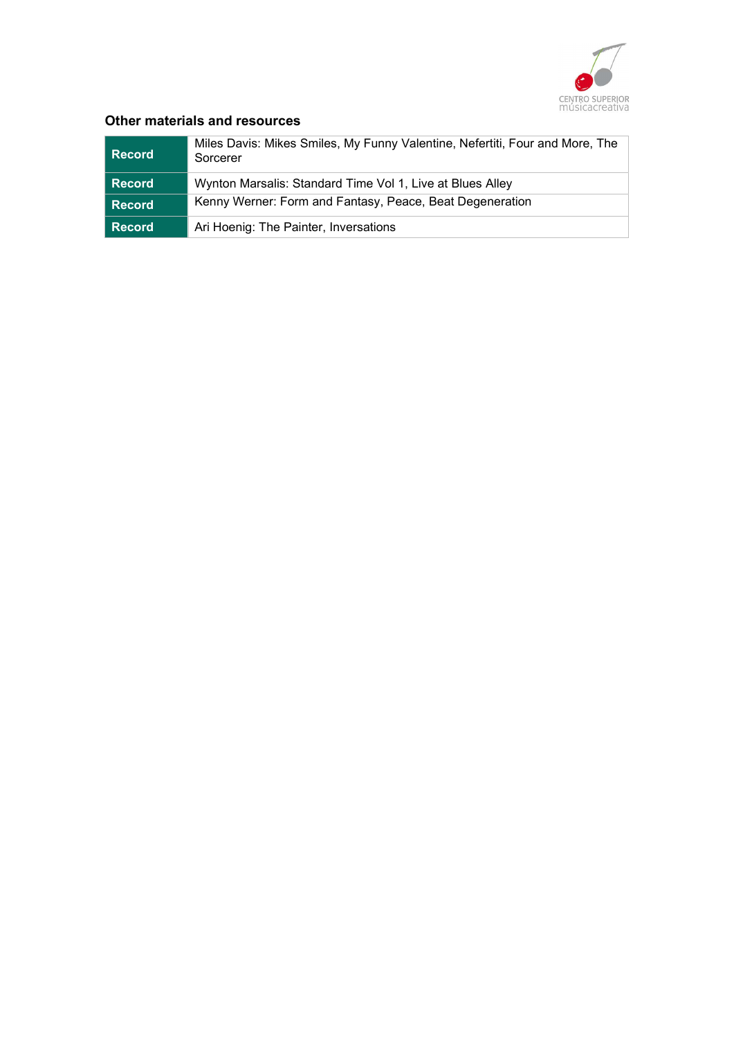### Other materials and resources

| | |
|---|---|
| **Record** | Miles Davis: Mikes Smiles, My Funny Valentine, Nefertiti, Four and More, The Sorcerer |
| **Record** | Wynton Marsalis: Standard Time Vol 1, Live at Blues Alley |
| **Record** | Kenny Werner: Form and Fantasy, Peace, Beat Degeneration |
| **Record** | Ari Hoenig: The Painter, Inversations |